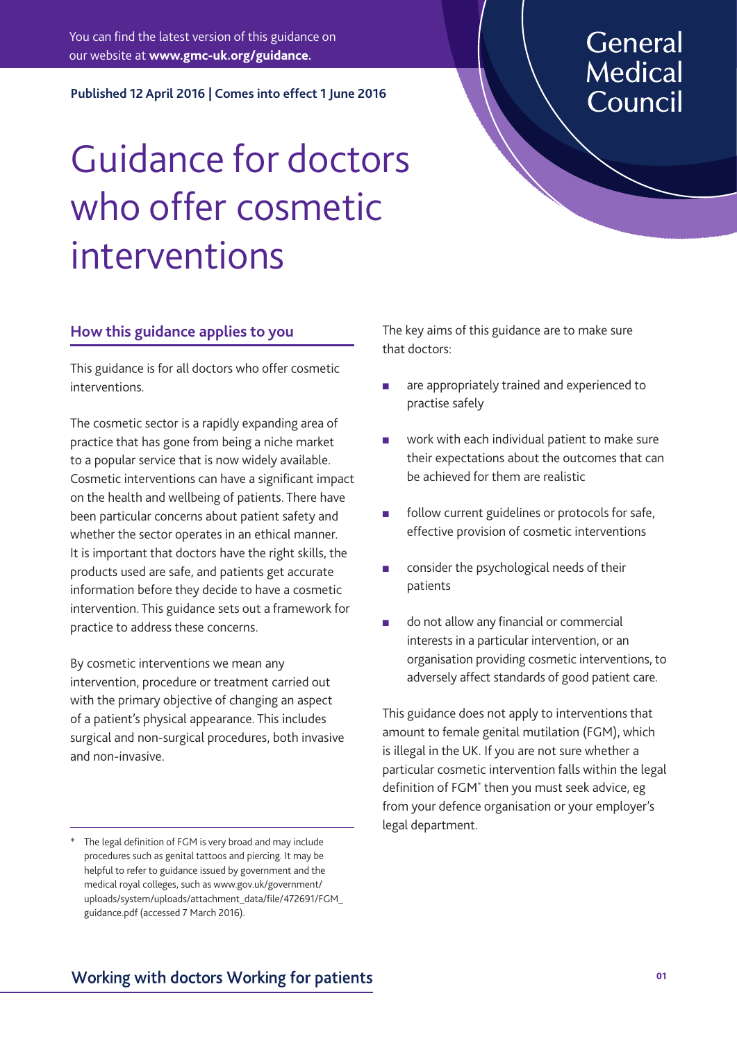You can find the latest version of this guidance on our website at **www.gmc-uk.org/guidance.**

General Medical Council

**Published 12 April 2016 | Comes into effect 1 June 2016**

# Guidance for doctors who offer cosmetic interventions

## How this guidance applies to you

This guidance is for all doctors who offer cosmetic interventions.

The cosmetic sector is a rapidly expanding area of practice that has gone from being a niche market to a popular service that is now widely available. Cosmetic interventions can have a significant impact on the health and wellbeing of patients. There have been particular concerns about patient safety and whether the sector operates in an ethical manner. It is important that doctors have the right skills, the products used are safe, and patients get accurate information before they decide to have a cosmetic intervention. This guidance sets out a framework for practice to address these concerns.

By cosmetic interventions we mean any intervention, procedure or treatment carried out with the primary objective of changing an aspect of a patient's physical appearance. This includes surgical and non-surgical procedures, both invasive and non-invasive.

The key aims of this guidance are to make sure that doctors:

- are appropriately trained and experienced to practise safely
- work with each individual patient to make sure their expectations about the outcomes that can be achieved for them are realistic
- follow current guidelines or protocols for safe, effective provision of cosmetic interventions
- consider the psychological needs of their patients
- do not allow any financial or commercial interests in a particular intervention, or an organisation providing cosmetic interventions, to adversely affect standards of good patient care.

This guidance does not apply to interventions that amount to female genital mutilation (FGM), which is illegal in the UK. If you are not sure whether a particular cosmetic intervention falls within the legal definition of FGM* then you must seek advice, eg from your defence organisation or your employer's legal department.

\* The legal definition of FGM is very broad and may include procedures such as genital tattoos and piercing. It may be helpful to refer to guidance issued by government and the medical royal colleges, such as www.gov.uk/government/uploads/system/uploads/attachment_data/file/472691/FGM_guidance.pdf (accessed 7 March 2016).

Working with doctors Working for patients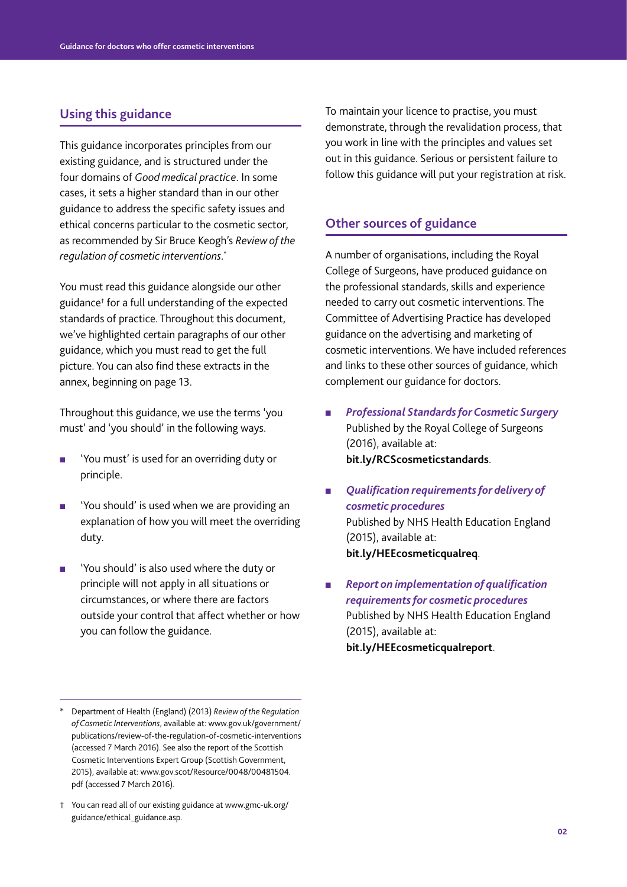## Using this guidance

This guidance incorporates principles from our existing guidance, and is structured under the four domains of *Good medical practice*. In some cases, it sets a higher standard than in our other guidance to address the specific safety issues and ethical concerns particular to the cosmetic sector, as recommended by Sir Bruce Keogh's *Review of the regulation of cosmetic interventions*.*

You must read this guidance alongside our other guidance† for a full understanding of the expected standards of practice. Throughout this document, we've highlighted certain paragraphs of our other guidance, which you must read to get the full picture. You can also find these extracts in the annex, beginning on page 13.

Throughout this guidance, we use the terms 'you must' and 'you should' in the following ways.

- 'You must' is used for an overriding duty or principle.
- 'You should' is used when we are providing an explanation of how you will meet the overriding duty.
- 'You should' is also used where the duty or principle will not apply in all situations or circumstances, or where there are factors outside your control that affect whether or how you can follow the guidance.

To maintain your licence to practise, you must demonstrate, through the revalidation process, that you work in line with the principles and values set out in this guidance. Serious or persistent failure to follow this guidance will put your registration at risk.

## Other sources of guidance

A number of organisations, including the Royal College of Surgeons, have produced guidance on the professional standards, skills and experience needed to carry out cosmetic interventions. The Committee of Advertising Practice has developed guidance on the advertising and marketing of cosmetic interventions. We have included references and links to these other sources of guidance, which complement our guidance for doctors.

- ***Professional Standards for Cosmetic Surgery***
  Published by the Royal College of Surgeons (2016), available at:
  **bit.ly/RCScosmeticstandards**.
- ***Qualification requirements for delivery of cosmetic procedures***
  Published by NHS Health Education England (2015), available at:
  **bit.ly/HEEcosmeticqualreq**.
- ***Report on implementation of qualification requirements for cosmetic procedures***
  Published by NHS Health Education England (2015), available at:
  **bit.ly/HEEcosmeticqualreport**.

---

\* Department of Health (England) (2013) *Review of the Regulation of Cosmetic Interventions*, available at: www.gov.uk/government/publications/review-of-the-regulation-of-cosmetic-interventions (accessed 7 March 2016). See also the report of the Scottish Cosmetic Interventions Expert Group (Scottish Government, 2015), available at: www.gov.scot/Resource/0048/00481504.pdf (accessed 7 March 2016).

† You can read all of our existing guidance at www.gmc-uk.org/guidance/ethical_guidance.asp.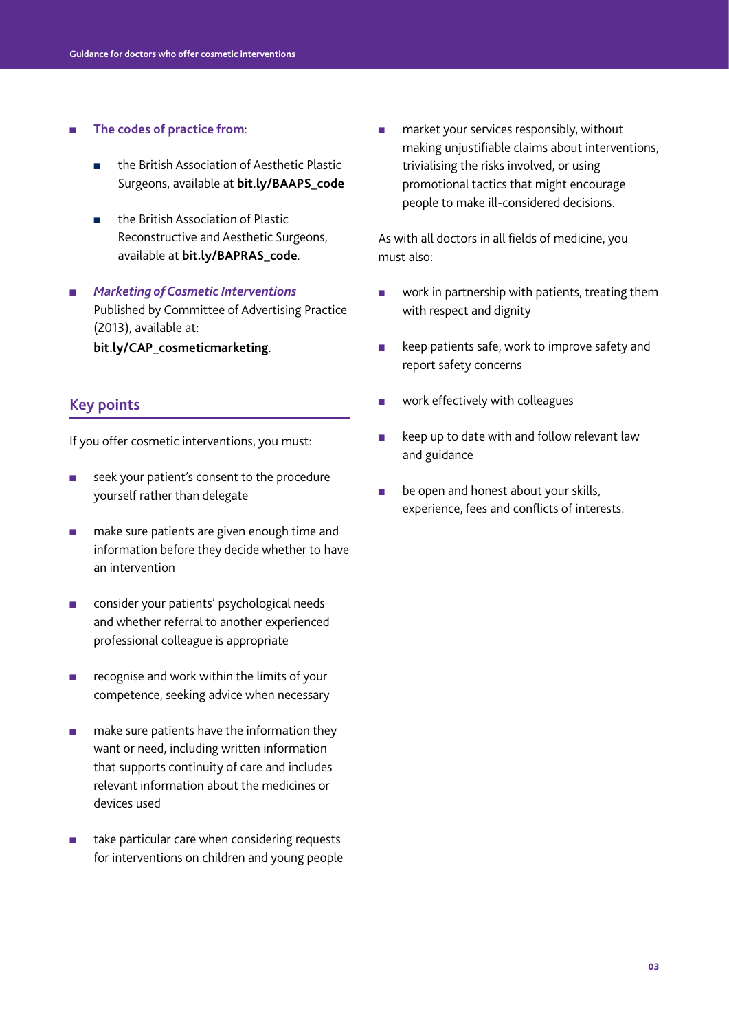- **The codes of practice from**:
  - the British Association of Aesthetic Plastic Surgeons, available at **bit.ly/BAAPS_code**
  - the British Association of Plastic Reconstructive and Aesthetic Surgeons, available at **bit.ly/BAPRAS_code**.
- ***Marketing of Cosmetic Interventions***
  Published by Committee of Advertising Practice (2013), available at:
  **bit.ly/CAP_cosmeticmarketing**.

## Key points

If you offer cosmetic interventions, you must:

- seek your patient's consent to the procedure yourself rather than delegate
- make sure patients are given enough time and information before they decide whether to have an intervention
- consider your patients' psychological needs and whether referral to another experienced professional colleague is appropriate
- recognise and work within the limits of your competence, seeking advice when necessary
- make sure patients have the information they want or need, including written information that supports continuity of care and includes relevant information about the medicines or devices used
- take particular care when considering requests for interventions on children and young people
- market your services responsibly, without making unjustifiable claims about interventions, trivialising the risks involved, or using promotional tactics that might encourage people to make ill-considered decisions.

As with all doctors in all fields of medicine, you must also:

- work in partnership with patients, treating them with respect and dignity
- keep patients safe, work to improve safety and report safety concerns
- work effectively with colleagues
- keep up to date with and follow relevant law and guidance
- be open and honest about your skills, experience, fees and conflicts of interests.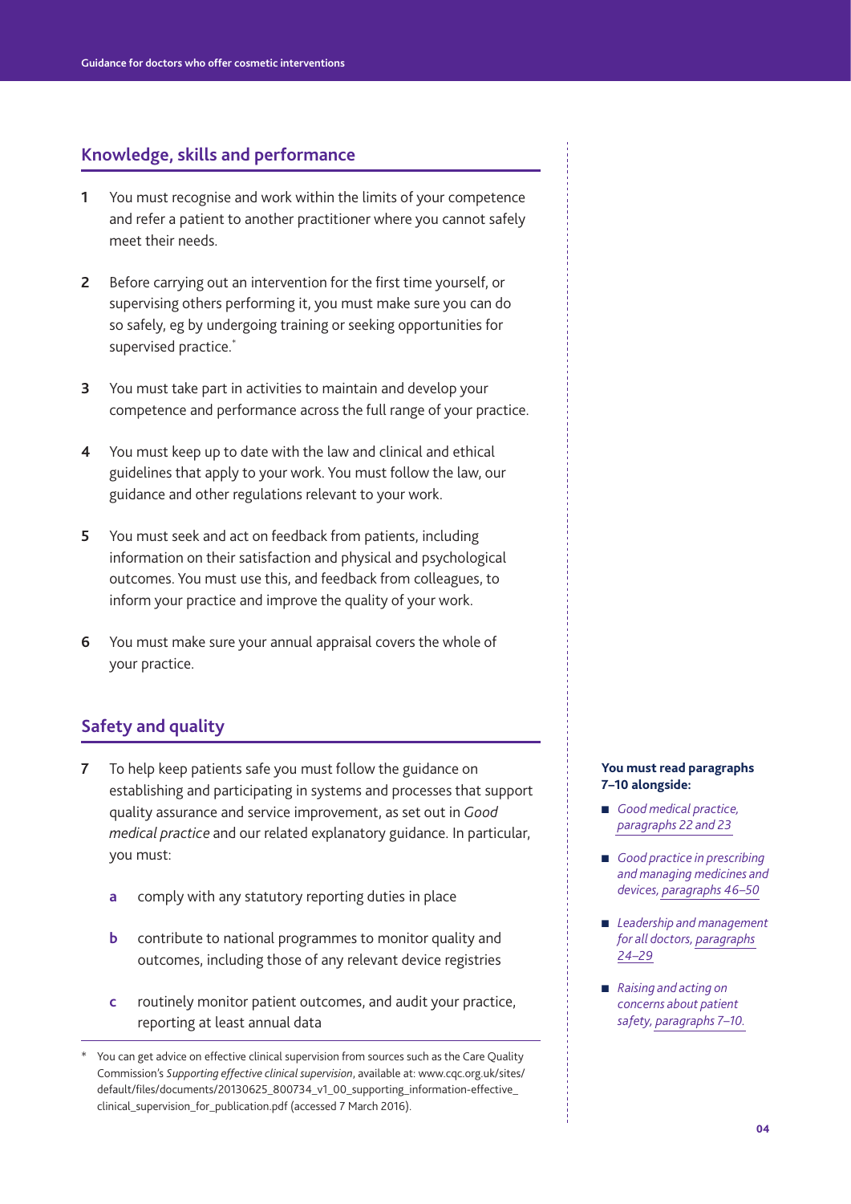## Knowledge, skills and performance

1 You must recognise and work within the limits of your competence and refer a patient to another practitioner where you cannot safely meet their needs.

2 Before carrying out an intervention for the first time yourself, or supervising others performing it, you must make sure you can do so safely, eg by undergoing training or seeking opportunities for supervised practice.*

3 You must take part in activities to maintain and develop your competence and performance across the full range of your practice.

4 You must keep up to date with the law and clinical and ethical guidelines that apply to your work. You must follow the law, our guidance and other regulations relevant to your work.

5 You must seek and act on feedback from patients, including information on their satisfaction and physical and psychological outcomes. You must use this, and feedback from colleagues, to inform your practice and improve the quality of your work.

6 You must make sure your annual appraisal covers the whole of your practice.

## Safety and quality

7 To help keep patients safe you must follow the guidance on establishing and participating in systems and processes that support quality assurance and service improvement, as set out in *Good medical practice* and our related explanatory guidance. In particular, you must:

   a comply with any statutory reporting duties in place

   b contribute to national programmes to monitor quality and outcomes, including those of any relevant device registries

   c routinely monitor patient outcomes, and audit your practice, reporting at least annual data

**You must read paragraphs 7–10 alongside:**

- *Good medical practice, paragraphs 22 and 23*
- *Good practice in prescribing and managing medicines and devices, paragraphs 46–50*
- *Leadership and management for all doctors, paragraphs 24–29*
- *Raising and acting on concerns about patient safety, paragraphs 7–10.*

\* You can get advice on effective clinical supervision from sources such as the Care Quality Commission's *Supporting effective clinical supervision*, available at: www.cqc.org.uk/sites/default/files/documents/20130625_800734_v1_00_supporting_information-effective_clinical_supervision_for_publication.pdf (accessed 7 March 2016).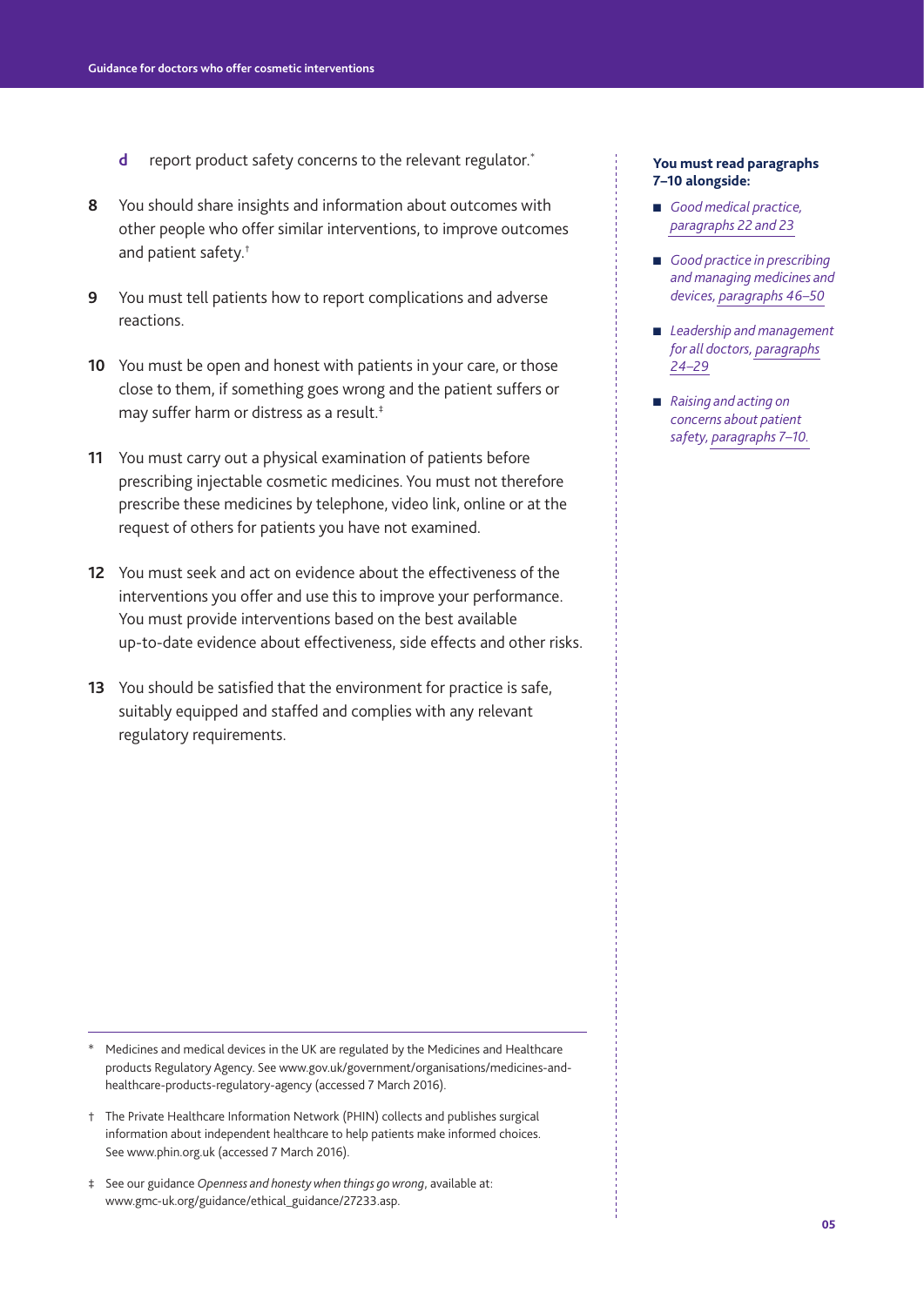d report product safety concerns to the relevant regulator.*

**8** You should share insights and information about outcomes with other people who offer similar interventions, to improve outcomes and patient safety.†

**9** You must tell patients how to report complications and adverse reactions.

**10** You must be open and honest with patients in your care, or those close to them, if something goes wrong and the patient suffers or may suffer harm or distress as a result.‡

**11** You must carry out a physical examination of patients before prescribing injectable cosmetic medicines. You must not therefore prescribe these medicines by telephone, video link, online or at the request of others for patients you have not examined.

**12** You must seek and act on evidence about the effectiveness of the interventions you offer and use this to improve your performance. You must provide interventions based on the best available up-to-date evidence about effectiveness, side effects and other risks.

**13** You should be satisfied that the environment for practice is safe, suitably equipped and staffed and complies with any relevant regulatory requirements.

**You must read paragraphs 7–10 alongside:**

- *Good medical practice, paragraphs 22 and 23*
- *Good practice in prescribing and managing medicines and devices, paragraphs 46–50*
- *Leadership and management for all doctors, paragraphs 24–29*
- *Raising and acting on concerns about patient safety, paragraphs 7–10.*

---

\* Medicines and medical devices in the UK are regulated by the Medicines and Healthcare products Regulatory Agency. See www.gov.uk/government/organisations/medicines-and-healthcare-products-regulatory-agency (accessed 7 March 2016).

† The Private Healthcare Information Network (PHIN) collects and publishes surgical information about independent healthcare to help patients make informed choices. See www.phin.org.uk (accessed 7 March 2016).

‡ See our guidance *Openness and honesty when things go wrong*, available at: www.gmc-uk.org/guidance/ethical_guidance/27233.asp.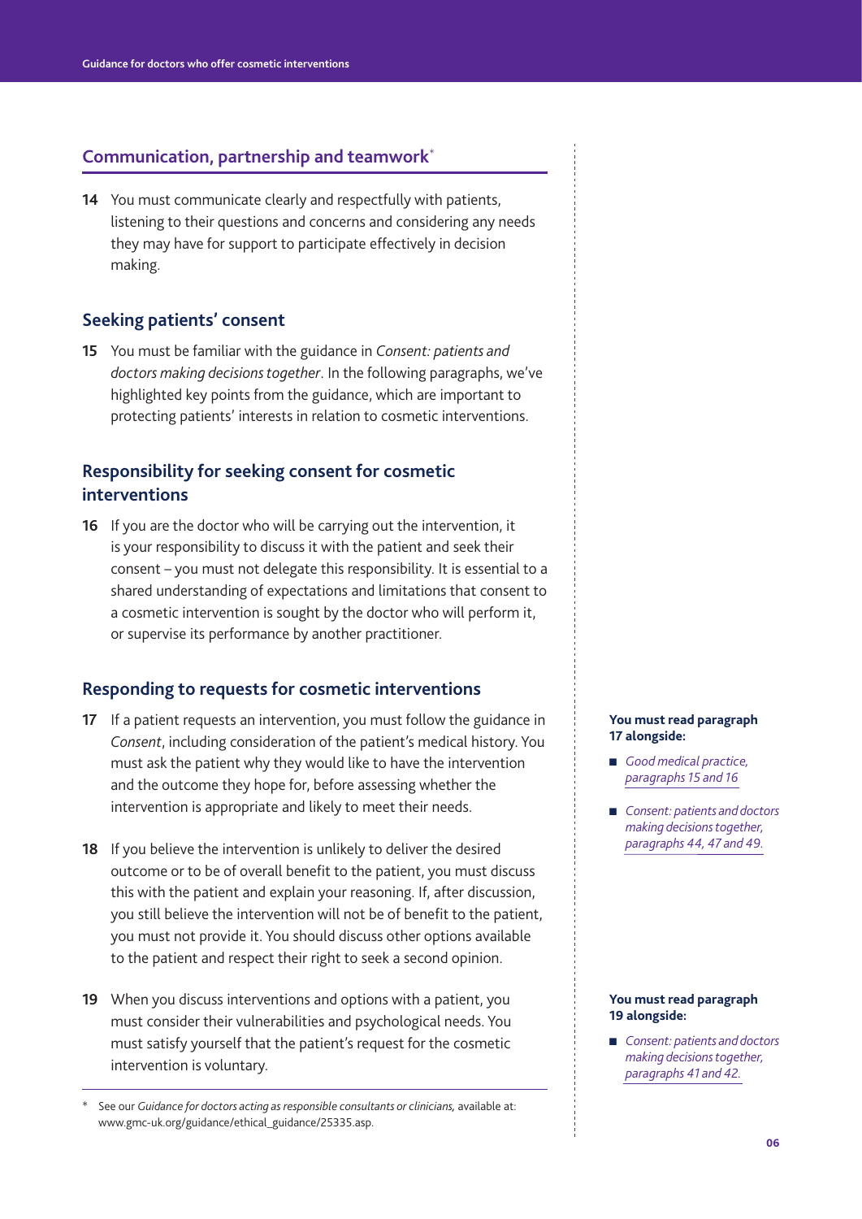## Communication, partnership and teamwork*

**14** You must communicate clearly and respectfully with patients, listening to their questions and concerns and considering any needs they may have for support to participate effectively in decision making.

## Seeking patients' consent

**15** You must be familiar with the guidance in *Consent: patients and doctors making decisions together*. In the following paragraphs, we've highlighted key points from the guidance, which are important to protecting patients' interests in relation to cosmetic interventions.

## Responsibility for seeking consent for cosmetic interventions

**16** If you are the doctor who will be carrying out the intervention, it is your responsibility to discuss it with the patient and seek their consent – you must not delegate this responsibility. It is essential to a shared understanding of expectations and limitations that consent to a cosmetic intervention is sought by the doctor who will perform it, or supervise its performance by another practitioner.

## Responding to requests for cosmetic interventions

**17** If a patient requests an intervention, you must follow the guidance in *Consent*, including consideration of the patient's medical history. You must ask the patient why they would like to have the intervention and the outcome they hope for, before assessing whether the intervention is appropriate and likely to meet their needs.

**You must read paragraph 17 alongside:**

- *Good medical practice, paragraphs 15 and 16*
- *Consent: patients and doctors making decisions together, paragraphs 44, 47 and 49.*

**18** If you believe the intervention is unlikely to deliver the desired outcome or to be of overall benefit to the patient, you must discuss this with the patient and explain your reasoning. If, after discussion, you still believe the intervention will not be of benefit to the patient, you must not provide it. You should discuss other options available to the patient and respect their right to seek a second opinion.

**19** When you discuss interventions and options with a patient, you must consider their vulnerabilities and psychological needs. You must satisfy yourself that the patient's request for the cosmetic intervention is voluntary.

**You must read paragraph 19 alongside:**

- *Consent: patients and doctors making decisions together, paragraphs 41 and 42.*

\* See our *Guidance for doctors acting as responsible consultants or clinicians,* available at: www.gmc-uk.org/guidance/ethical_guidance/25335.asp.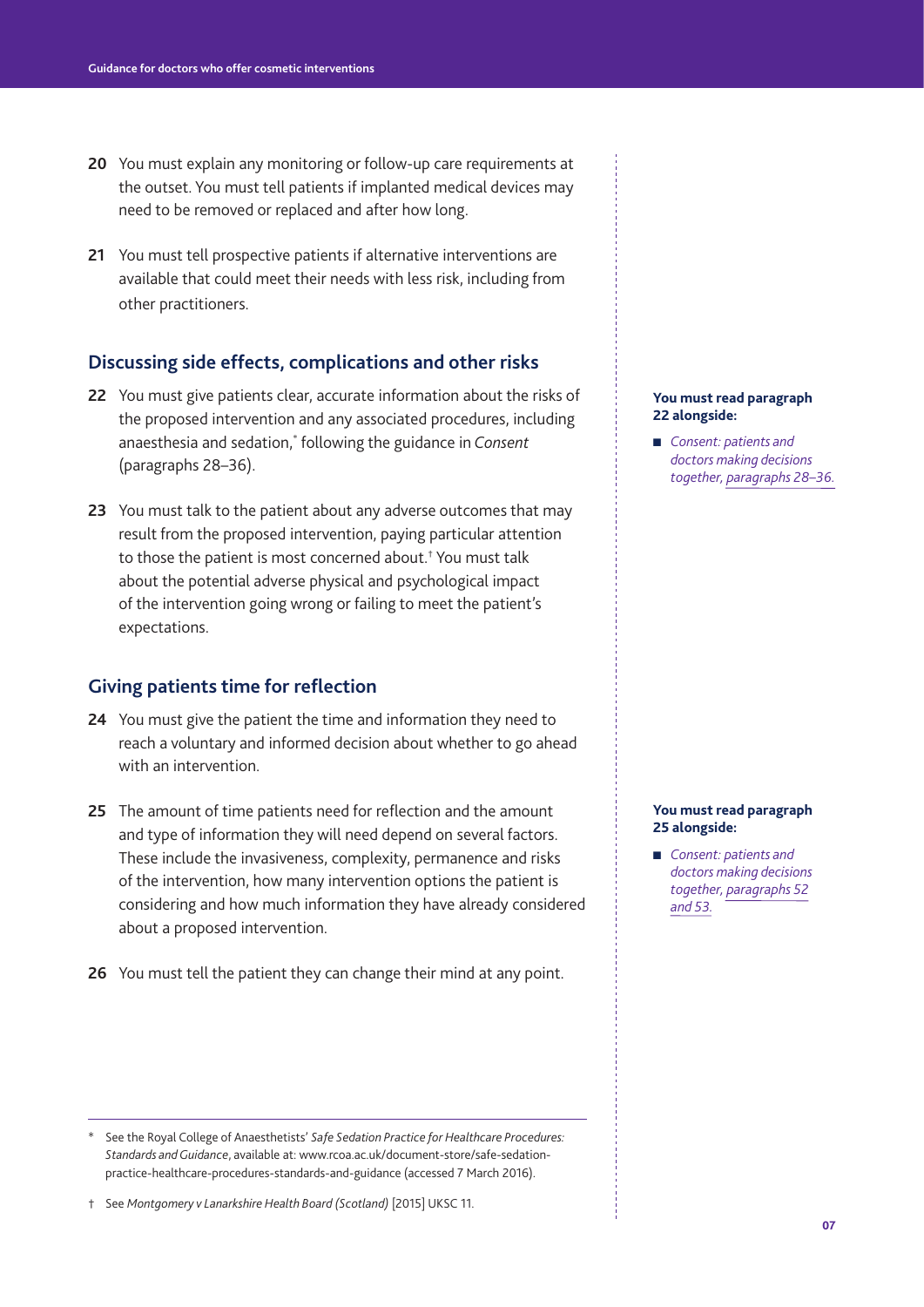20 You must explain any monitoring or follow-up care requirements at the outset. You must tell patients if implanted medical devices may need to be removed or replaced and after how long.

21 You must tell prospective patients if alternative interventions are available that could meet their needs with less risk, including from other practitioners.

## Discussing side effects, complications and other risks

22 You must give patients clear, accurate information about the risks of the proposed intervention and any associated procedures, including anaesthesia and sedation,* following the guidance in *Consent* (paragraphs 28–36).

**You must read paragraph 22 alongside:**

- *Consent: patients and doctors making decisions together, paragraphs 28–36.*

23 You must talk to the patient about any adverse outcomes that may result from the proposed intervention, paying particular attention to those the patient is most concerned about.† You must talk about the potential adverse physical and psychological impact of the intervention going wrong or failing to meet the patient's expectations.

## Giving patients time for reflection

24 You must give the patient the time and information they need to reach a voluntary and informed decision about whether to go ahead with an intervention.

25 The amount of time patients need for reflection and the amount and type of information they will need depend on several factors. These include the invasiveness, complexity, permanence and risks of the intervention, how many intervention options the patient is considering and how much information they have already considered about a proposed intervention.

**You must read paragraph 25 alongside:**

- *Consent: patients and doctors making decisions together, paragraphs 52 and 53.*

26 You must tell the patient they can change their mind at any point.

---

\* See the Royal College of Anaesthetists' *Safe Sedation Practice for Healthcare Procedures: Standards and Guidance*, available at: www.rcoa.ac.uk/document-store/safe-sedation-practice-healthcare-procedures-standards-and-guidance (accessed 7 March 2016).

† See *Montgomery v Lanarkshire Health Board (Scotland)* [2015] UKSC 11.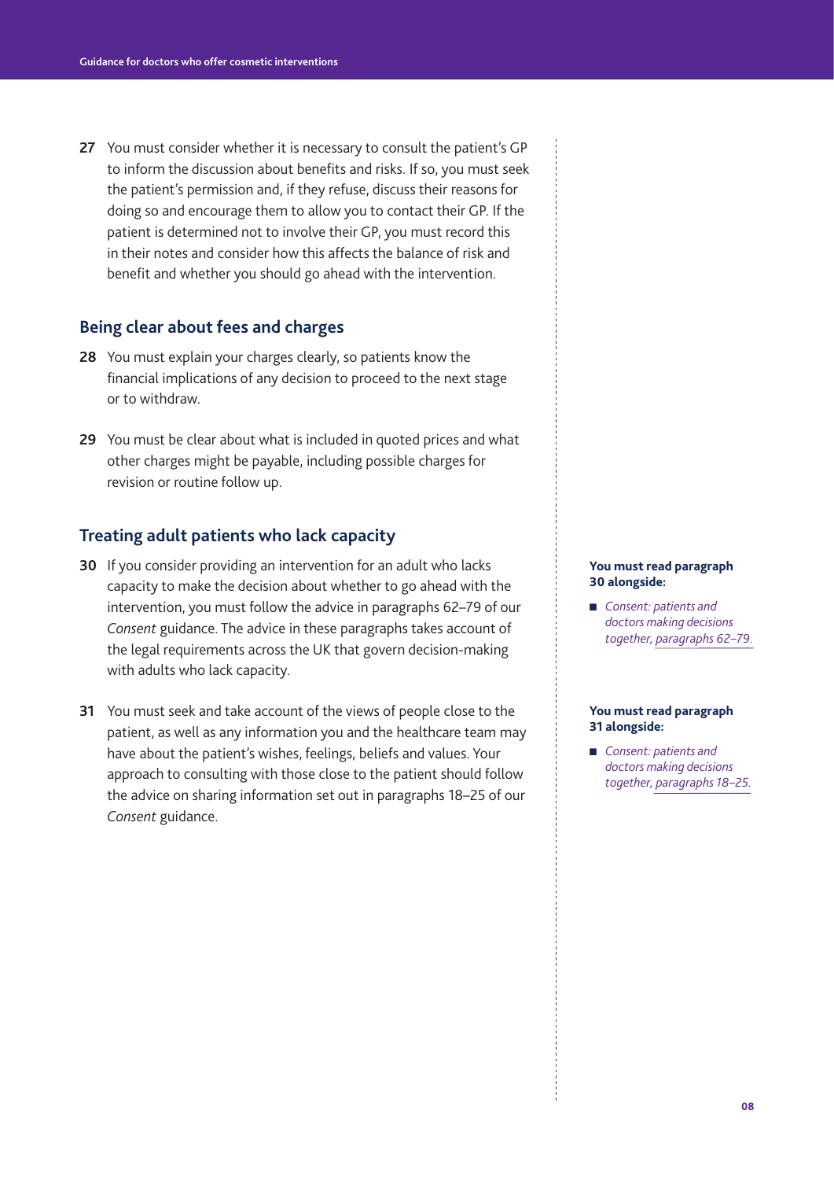27 You must consider whether it is necessary to consult the patient's GP to inform the discussion about benefits and risks. If so, you must seek the patient's permission and, if they refuse, discuss their reasons for doing so and encourage them to allow you to contact their GP. If the patient is determined not to involve their GP, you must record this in their notes and consider how this affects the balance of risk and benefit and whether you should go ahead with the intervention.

## Being clear about fees and charges

28 You must explain your charges clearly, so patients know the financial implications of any decision to proceed to the next stage or to withdraw.

29 You must be clear about what is included in quoted prices and what other charges might be payable, including possible charges for revision or routine follow up.

## Treating adult patients who lack capacity

30 If you consider providing an intervention for an adult who lacks capacity to make the decision about whether to go ahead with the intervention, you must follow the advice in paragraphs 62–79 of our *Consent* guidance. The advice in these paragraphs takes account of the legal requirements across the UK that govern decision-making with adults who lack capacity.

**You must read paragraph 30 alongside:**

- *Consent: patients and doctors making decisions together, paragraphs 62–79.*

31 You must seek and take account of the views of people close to the patient, as well as any information you and the healthcare team may have about the patient's wishes, feelings, beliefs and values. Your approach to consulting with those close to the patient should follow the advice on sharing information set out in paragraphs 18–25 of our *Consent* guidance.

**You must read paragraph 31 alongside:**

- *Consent: patients and doctors making decisions together, paragraphs 18–25.*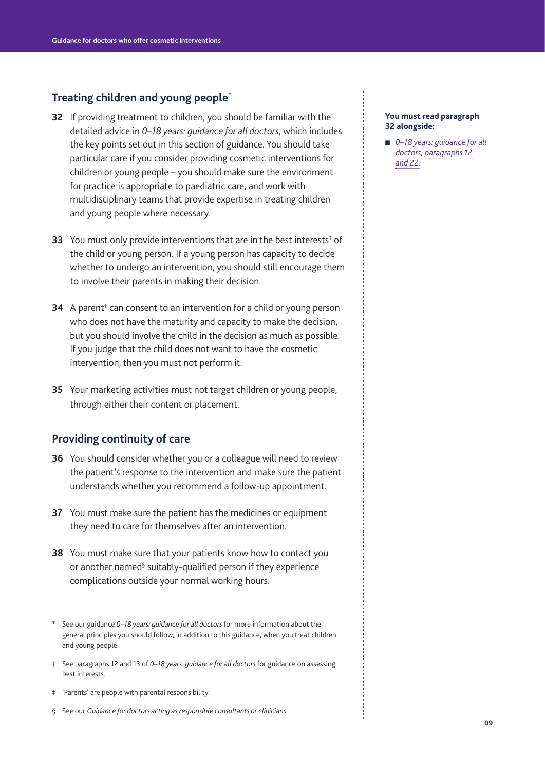## Treating children and young people*

**32** If providing treatment to children, you should be familiar with the detailed advice in *0–18 years: guidance for all doctors*, which includes the key points set out in this section of guidance. You should take particular care if you consider providing cosmetic interventions for children or young people – you should make sure the environment for practice is appropriate to paediatric care, and work with multidisciplinary teams that provide expertise in treating children and young people where necessary.

**33** You must only provide interventions that are in the best interests† of the child or young person. If a young person has capacity to decide whether to undergo an intervention, you should still encourage them to involve their parents in making their decision.

**34** A parent‡ can consent to an intervention for a child or young person who does not have the maturity and capacity to make the decision, but you should involve the child in the decision as much as possible. If you judge that the child does not want to have the cosmetic intervention, then you must not perform it.

**35** Your marketing activities must not target children or young people, through either their content or placement.

**You must read paragraph 32 alongside:**

- *0–18 years: guidance for all doctors, paragraphs 12 and 22.*

## Providing continuity of care

**36** You should consider whether you or a colleague will need to review the patient's response to the intervention and make sure the patient understands whether you recommend a follow-up appointment.

**37** You must make sure the patient has the medicines or equipment they need to care for themselves after an intervention.

**38** You must make sure that your patients know how to contact you or another named§ suitably-qualified person if they experience complications outside your normal working hours.

---

\* See our guidance *0–18 years: guidance for all doctors* for more information about the general principles you should follow, in addition to this guidance, when you treat children and young people.

† See paragraphs 12 and 13 of *0–18 years: guidance for all doctors* for guidance on assessing best interests.

‡ 'Parents' are people with parental responsibility.

§ See our *Guidance for doctors acting as responsible consultants or clinicians*.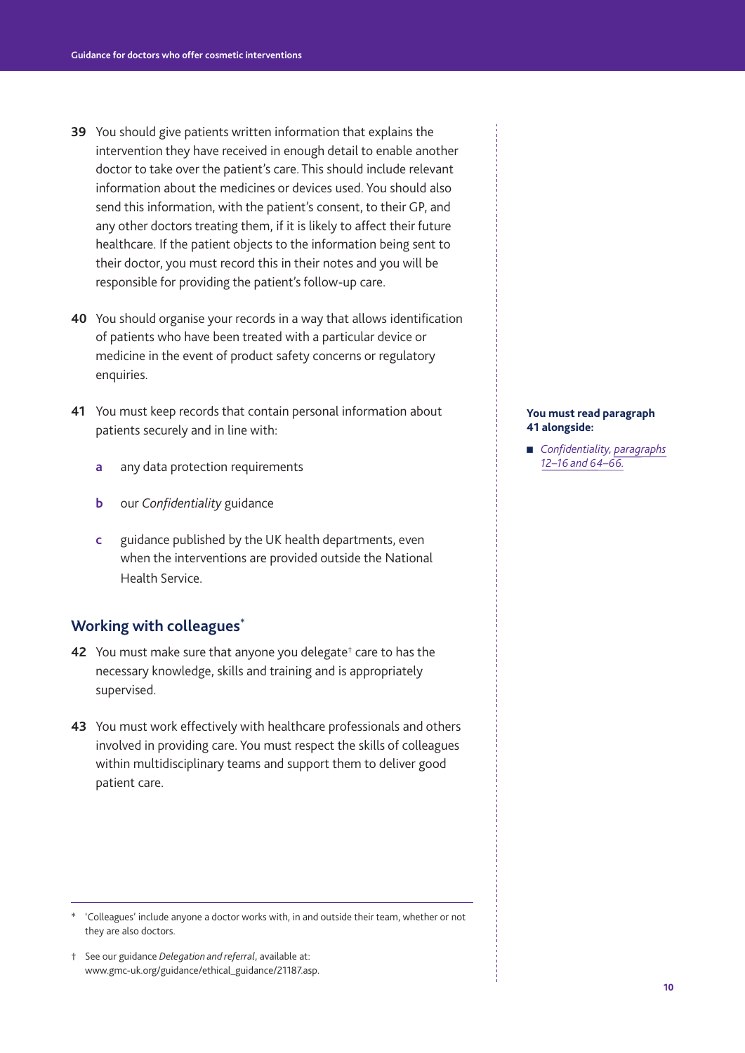**39** You should give patients written information that explains the intervention they have received in enough detail to enable another doctor to take over the patient's care. This should include relevant information about the medicines or devices used. You should also send this information, with the patient's consent, to their GP, and any other doctors treating them, if it is likely to affect their future healthcare. If the patient objects to the information being sent to their doctor, you must record this in their notes and you will be responsible for providing the patient's follow-up care.

**40** You should organise your records in a way that allows identification of patients who have been treated with a particular device or medicine in the event of product safety concerns or regulatory enquiries.

**41** You must keep records that contain personal information about patients securely and in line with:

- **a** any data protection requirements
- **b** our *Confidentiality* guidance
- **c** guidance published by the UK health departments, even when the interventions are provided outside the National Health Service.

**You must read paragraph 41 alongside:**

- *Confidentiality, paragraphs 12–16 and 64–66.*

## Working with colleagues*

**42** You must make sure that anyone you delegate† care to has the necessary knowledge, skills and training and is appropriately supervised.

**43** You must work effectively with healthcare professionals and others involved in providing care. You must respect the skills of colleagues within multidisciplinary teams and support them to deliver good patient care.

---

\* 'Colleagues' include anyone a doctor works with, in and outside their team, whether or not they are also doctors.

† See our guidance *Delegation and referral*, available at: www.gmc-uk.org/guidance/ethical_guidance/21187.asp.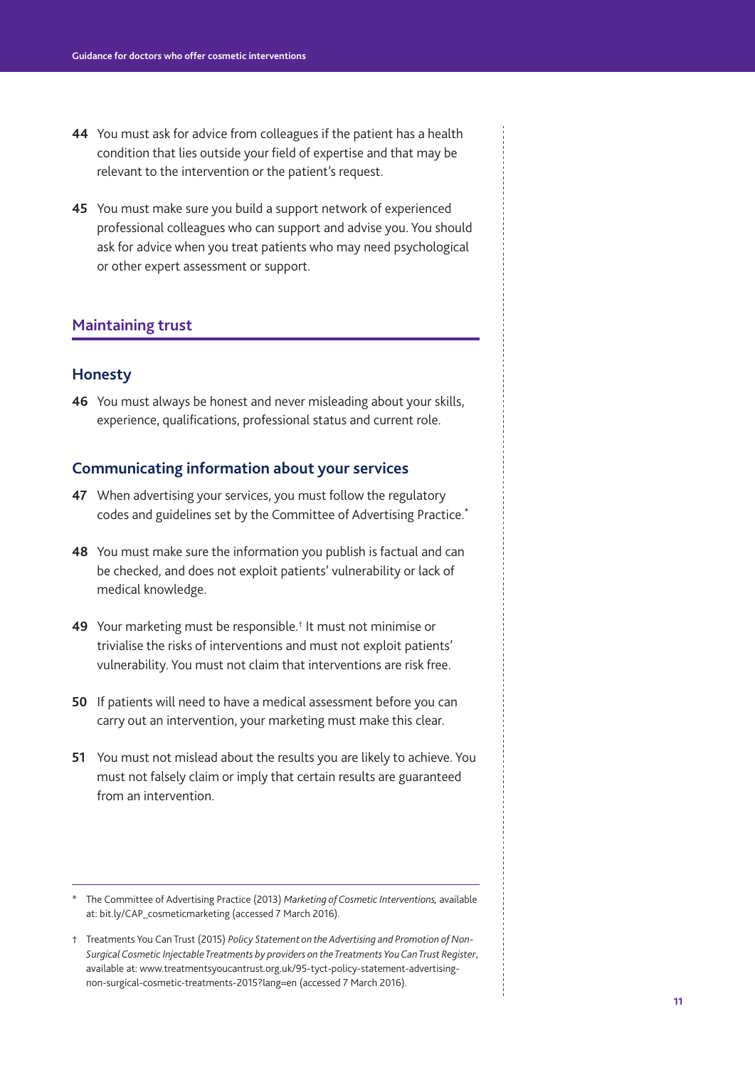**44** You must ask for advice from colleagues if the patient has a health condition that lies outside your field of expertise and that may be relevant to the intervention or the patient's request.

**45** You must make sure you build a support network of experienced professional colleagues who can support and advise you. You should ask for advice when you treat patients who may need psychological or other expert assessment or support.

## Maintaining trust

### Honesty

**46** You must always be honest and never misleading about your skills, experience, qualifications, professional status and current role.

### Communicating information about your services

**47** When advertising your services, you must follow the regulatory codes and guidelines set by the Committee of Advertising Practice.[*]

**48** You must make sure the information you publish is factual and can be checked, and does not exploit patients' vulnerability or lack of medical knowledge.

**49** Your marketing must be responsible.[†] It must not minimise or trivialise the risks of interventions and must not exploit patients' vulnerability. You must not claim that interventions are risk free.

**50** If patients will need to have a medical assessment before you can carry out an intervention, your marketing must make this clear.

**51** You must not mislead about the results you are likely to achieve. You must not falsely claim or imply that certain results are guaranteed from an intervention.

---

\* The Committee of Advertising Practice (2013) *Marketing of Cosmetic Interventions,* available at: bit.ly/CAP_cosmeticmarketing (accessed 7 March 2016).

† Treatments You Can Trust (2015) *Policy Statement on the Advertising and Promotion of Non-Surgical Cosmetic Injectable Treatments by providers on the Treatments You Can Trust Register*, available at: www.treatmentsyoucantrust.org.uk/95-tyct-policy-statement-advertising-non-surgical-cosmetic-treatments-2015?lang=en (accessed 7 March 2016).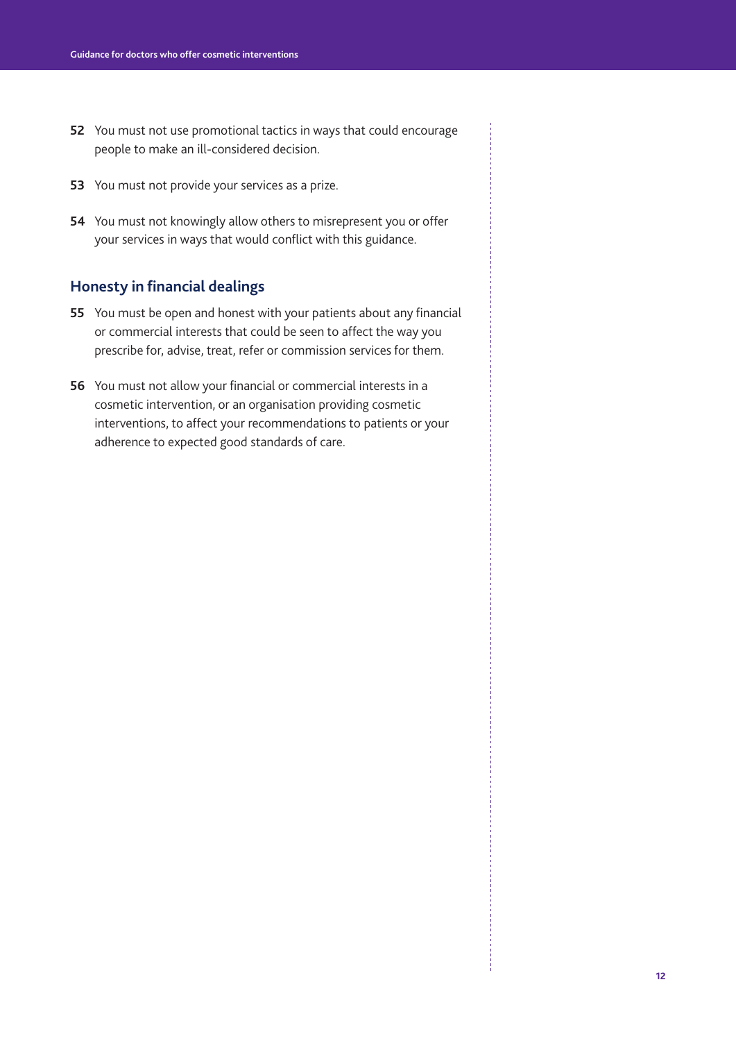52 You must not use promotional tactics in ways that could encourage people to make an ill-considered decision.

53 You must not provide your services as a prize.

54 You must not knowingly allow others to misrepresent you or offer your services in ways that would conflict with this guidance.

## Honesty in financial dealings

55 You must be open and honest with your patients about any financial or commercial interests that could be seen to affect the way you prescribe for, advise, treat, refer or commission services for them.

56 You must not allow your financial or commercial interests in a cosmetic intervention, or an organisation providing cosmetic interventions, to affect your recommendations to patients or your adherence to expected good standards of care.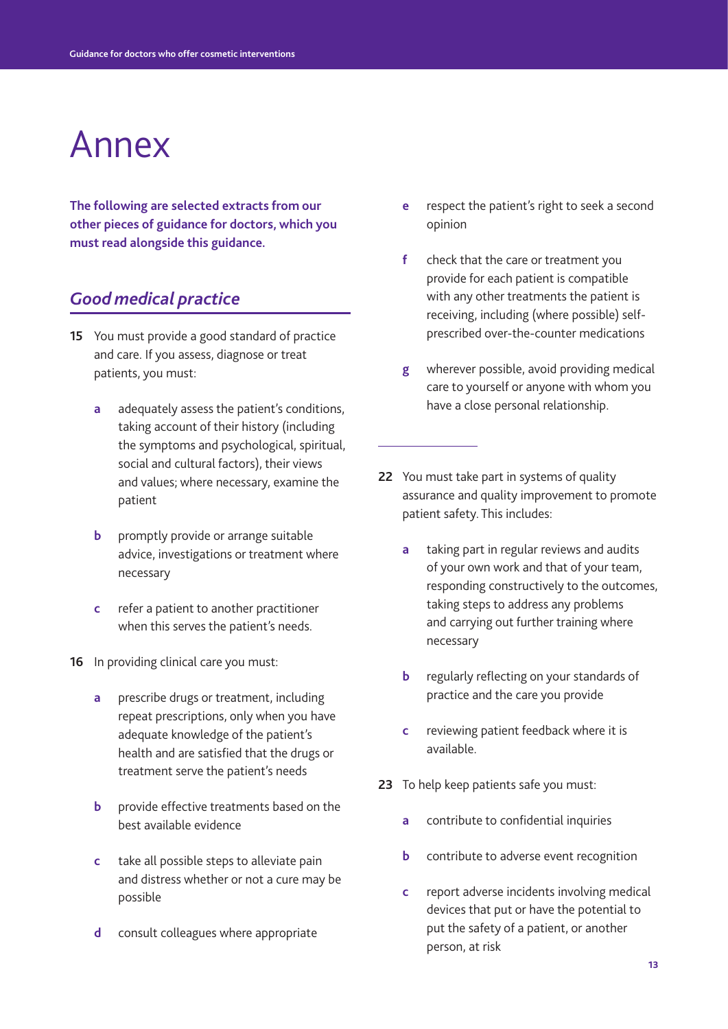# Annex

**The following are selected extracts from our other pieces of guidance for doctors, which you must read alongside this guidance.**

## *Good medical practice*

**15** You must provide a good standard of practice and care. If you assess, diagnose or treat patients, you must:

- **a** adequately assess the patient's conditions, taking account of their history (including the symptoms and psychological, spiritual, social and cultural factors), their views and values; where necessary, examine the patient
- **b** promptly provide or arrange suitable advice, investigations or treatment where necessary
- **c** refer a patient to another practitioner when this serves the patient's needs.

**16** In providing clinical care you must:

- **a** prescribe drugs or treatment, including repeat prescriptions, only when you have adequate knowledge of the patient's health and are satisfied that the drugs or treatment serve the patient's needs
- **b** provide effective treatments based on the best available evidence
- **c** take all possible steps to alleviate pain and distress whether or not a cure may be possible
- **d** consult colleagues where appropriate
- **e** respect the patient's right to seek a second opinion
- **f** check that the care or treatment you provide for each patient is compatible with any other treatments the patient is receiving, including (where possible) self-prescribed over-the-counter medications
- **g** wherever possible, avoid providing medical care to yourself or anyone with whom you have a close personal relationship.

---

**22** You must take part in systems of quality assurance and quality improvement to promote patient safety. This includes:

- **a** taking part in regular reviews and audits of your own work and that of your team, responding constructively to the outcomes, taking steps to address any problems and carrying out further training where necessary
- **b** regularly reflecting on your standards of practice and the care you provide
- **c** reviewing patient feedback where it is available.

**23** To help keep patients safe you must:

- **a** contribute to confidential inquiries
- **b** contribute to adverse event recognition
- **c** report adverse incidents involving medical devices that put or have the potential to put the safety of a patient, or another person, at risk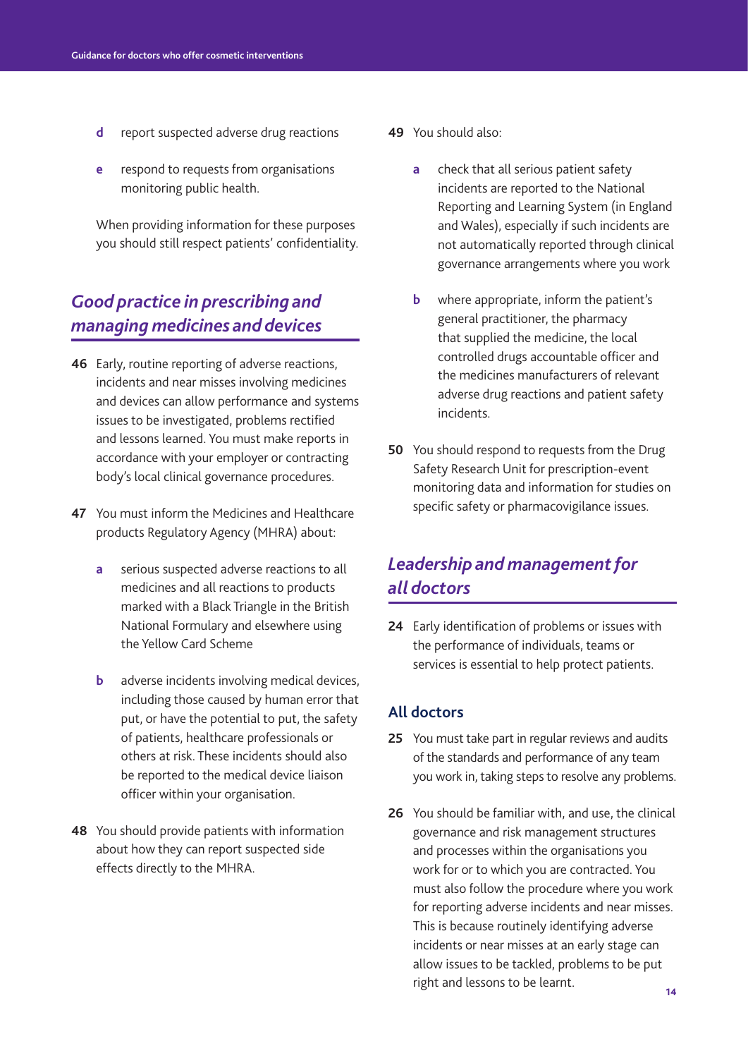d report suspected adverse drug reactions

e respond to requests from organisations monitoring public health.

When providing information for these purposes you should still respect patients' confidentiality.

## *Good practice in prescribing and managing medicines and devices*

**46** Early, routine reporting of adverse reactions, incidents and near misses involving medicines and devices can allow performance and systems issues to be investigated, problems rectified and lessons learned. You must make reports in accordance with your employer or contracting body's local clinical governance procedures.

**47** You must inform the Medicines and Healthcare products Regulatory Agency (MHRA) about:

- **a** serious suspected adverse reactions to all medicines and all reactions to products marked with a Black Triangle in the British National Formulary and elsewhere using the Yellow Card Scheme
- **b** adverse incidents involving medical devices, including those caused by human error that put, or have the potential to put, the safety of patients, healthcare professionals or others at risk. These incidents should also be reported to the medical device liaison officer within your organisation.

**48** You should provide patients with information about how they can report suspected side effects directly to the MHRA.

**49** You should also:

- **a** check that all serious patient safety incidents are reported to the National Reporting and Learning System (in England and Wales), especially if such incidents are not automatically reported through clinical governance arrangements where you work
- **b** where appropriate, inform the patient's general practitioner, the pharmacy that supplied the medicine, the local controlled drugs accountable officer and the medicines manufacturers of relevant adverse drug reactions and patient safety incidents.

**50** You should respond to requests from the Drug Safety Research Unit for prescription-event monitoring data and information for studies on specific safety or pharmacovigilance issues.

## *Leadership and management for all doctors*

**24** Early identification of problems or issues with the performance of individuals, teams or services is essential to help protect patients.

### All doctors

**25** You must take part in regular reviews and audits of the standards and performance of any team you work in, taking steps to resolve any problems.

**26** You should be familiar with, and use, the clinical governance and risk management structures and processes within the organisations you work for or to which you are contracted. You must also follow the procedure where you work for reporting adverse incidents and near misses. This is because routinely identifying adverse incidents or near misses at an early stage can allow issues to be tackled, problems to be put right and lessons to be learnt.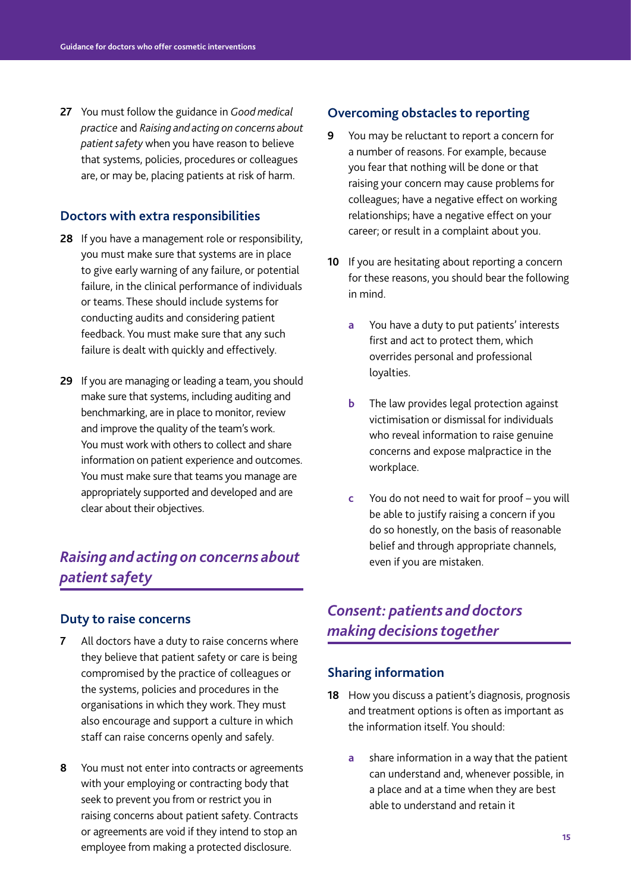**27** You must follow the guidance in *Good medical practice* and *Raising and acting on concerns about patient safety* when you have reason to believe that systems, policies, procedures or colleagues are, or may be, placing patients at risk of harm.

### Doctors with extra responsibilities

**28** If you have a management role or responsibility, you must make sure that systems are in place to give early warning of any failure, or potential failure, in the clinical performance of individuals or teams. These should include systems for conducting audits and considering patient feedback. You must make sure that any such failure is dealt with quickly and effectively.

**29** If you are managing or leading a team, you should make sure that systems, including auditing and benchmarking, are in place to monitor, review and improve the quality of the team's work. You must work with others to collect and share information on patient experience and outcomes. You must make sure that teams you manage are appropriately supported and developed and are clear about their objectives.

## *Raising and acting on concerns about patient safety*

### Duty to raise concerns

**7** All doctors have a duty to raise concerns where they believe that patient safety or care is being compromised by the practice of colleagues or the systems, policies and procedures in the organisations in which they work. They must also encourage and support a culture in which staff can raise concerns openly and safely.

**8** You must not enter into contracts or agreements with your employing or contracting body that seek to prevent you from or restrict you in raising concerns about patient safety. Contracts or agreements are void if they intend to stop an employee from making a protected disclosure.

### Overcoming obstacles to reporting

**9** You may be reluctant to report a concern for a number of reasons. For example, because you fear that nothing will be done or that raising your concern may cause problems for colleagues; have a negative effect on working relationships; have a negative effect on your career; or result in a complaint about you.

**10** If you are hesitating about reporting a concern for these reasons, you should bear the following in mind.

- **a** You have a duty to put patients' interests first and act to protect them, which overrides personal and professional loyalties.
- **b** The law provides legal protection against victimisation or dismissal for individuals who reveal information to raise genuine concerns and expose malpractice in the workplace.
- **c** You do not need to wait for proof – you will be able to justify raising a concern if you do so honestly, on the basis of reasonable belief and through appropriate channels, even if you are mistaken.

## *Consent: patients and doctors making decisions together*

### Sharing information

**18** How you discuss a patient's diagnosis, prognosis and treatment options is often as important as the information itself. You should:

- **a** share information in a way that the patient can understand and, whenever possible, in a place and at a time when they are best able to understand and retain it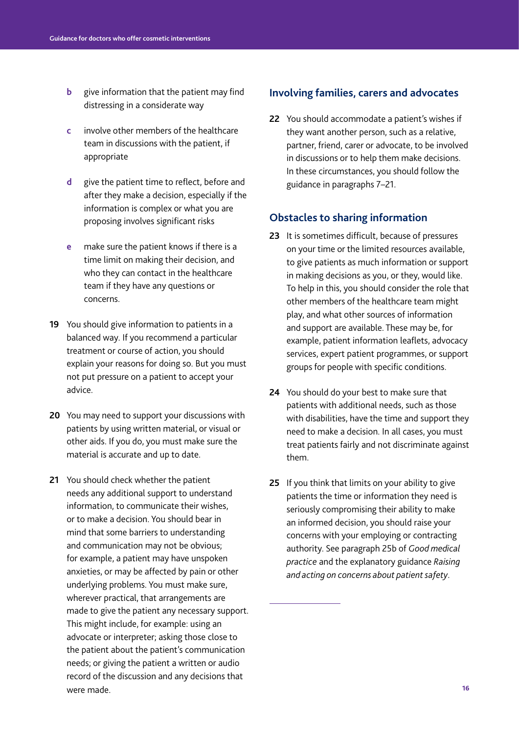b give information that the patient may find distressing in a considerate way

c involve other members of the healthcare team in discussions with the patient, if appropriate

d give the patient time to reflect, before and after they make a decision, especially if the information is complex or what you are proposing involves significant risks

e make sure the patient knows if there is a time limit on making their decision, and who they can contact in the healthcare team if they have any questions or concerns.

**19** You should give information to patients in a balanced way. If you recommend a particular treatment or course of action, you should explain your reasons for doing so. But you must not put pressure on a patient to accept your advice.

**20** You may need to support your discussions with patients by using written material, or visual or other aids. If you do, you must make sure the material is accurate and up to date.

**21** You should check whether the patient needs any additional support to understand information, to communicate their wishes, or to make a decision. You should bear in mind that some barriers to understanding and communication may not be obvious; for example, a patient may have unspoken anxieties, or may be affected by pain or other underlying problems. You must make sure, wherever practical, that arrangements are made to give the patient any necessary support. This might include, for example: using an advocate or interpreter; asking those close to the patient about the patient's communication needs; or giving the patient a written or audio record of the discussion and any decisions that were made.

## Involving families, carers and advocates

**22** You should accommodate a patient's wishes if they want another person, such as a relative, partner, friend, carer or advocate, to be involved in discussions or to help them make decisions. In these circumstances, you should follow the guidance in paragraphs 7–21.

## Obstacles to sharing information

**23** It is sometimes difficult, because of pressures on your time or the limited resources available, to give patients as much information or support in making decisions as you, or they, would like. To help in this, you should consider the role that other members of the healthcare team might play, and what other sources of information and support are available. These may be, for example, patient information leaflets, advocacy services, expert patient programmes, or support groups for people with specific conditions.

**24** You should do your best to make sure that patients with additional needs, such as those with disabilities, have the time and support they need to make a decision. In all cases, you must treat patients fairly and not discriminate against them.

**25** If you think that limits on your ability to give patients the time or information they need is seriously compromising their ability to make an informed decision, you should raise your concerns with your employing or contracting authority. See paragraph 25b of *Good medical practice* and the explanatory guidance *Raising and acting on concerns about patient safety*.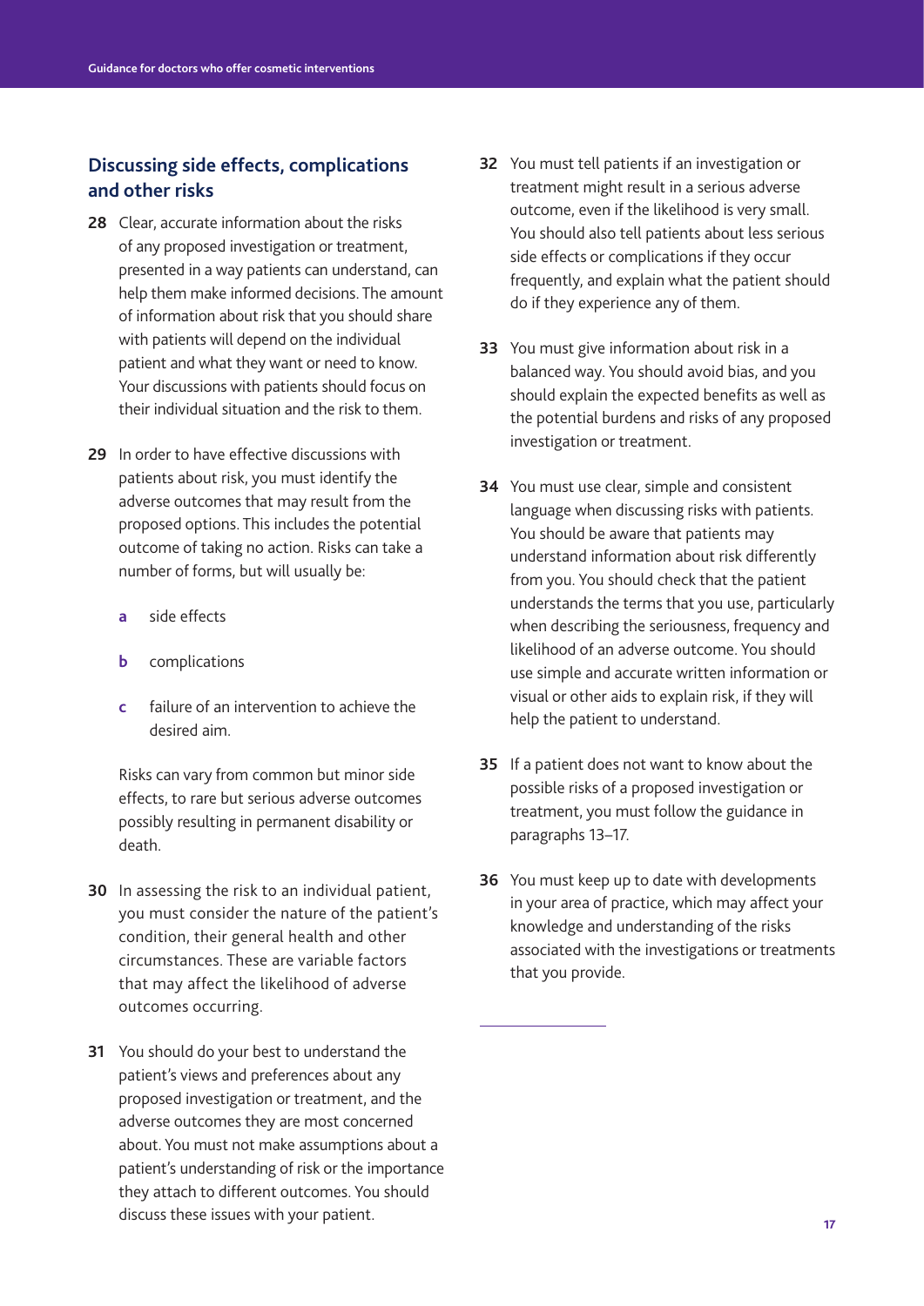## Discussing side effects, complications and other risks

**28** Clear, accurate information about the risks of any proposed investigation or treatment, presented in a way patients can understand, can help them make informed decisions. The amount of information about risk that you should share with patients will depend on the individual patient and what they want or need to know. Your discussions with patients should focus on their individual situation and the risk to them.

**29** In order to have effective discussions with patients about risk, you must identify the adverse outcomes that may result from the proposed options. This includes the potential outcome of taking no action. Risks can take a number of forms, but will usually be:

- **a** side effects
- **b** complications
- **c** failure of an intervention to achieve the desired aim.

Risks can vary from common but minor side effects, to rare but serious adverse outcomes possibly resulting in permanent disability or death.

**30** In assessing the risk to an individual patient, you must consider the nature of the patient's condition, their general health and other circumstances. These are variable factors that may affect the likelihood of adverse outcomes occurring.

**31** You should do your best to understand the patient's views and preferences about any proposed investigation or treatment, and the adverse outcomes they are most concerned about. You must not make assumptions about a patient's understanding of risk or the importance they attach to different outcomes. You should discuss these issues with your patient.

**32** You must tell patients if an investigation or treatment might result in a serious adverse outcome, even if the likelihood is very small. You should also tell patients about less serious side effects or complications if they occur frequently, and explain what the patient should do if they experience any of them.

**33** You must give information about risk in a balanced way. You should avoid bias, and you should explain the expected benefits as well as the potential burdens and risks of any proposed investigation or treatment.

**34** You must use clear, simple and consistent language when discussing risks with patients. You should be aware that patients may understand information about risk differently from you. You should check that the patient understands the terms that you use, particularly when describing the seriousness, frequency and likelihood of an adverse outcome. You should use simple and accurate written information or visual or other aids to explain risk, if they will help the patient to understand.

**35** If a patient does not want to know about the possible risks of a proposed investigation or treatment, you must follow the guidance in paragraphs 13–17.

**36** You must keep up to date with developments in your area of practice, which may affect your knowledge and understanding of the risks associated with the investigations or treatments that you provide.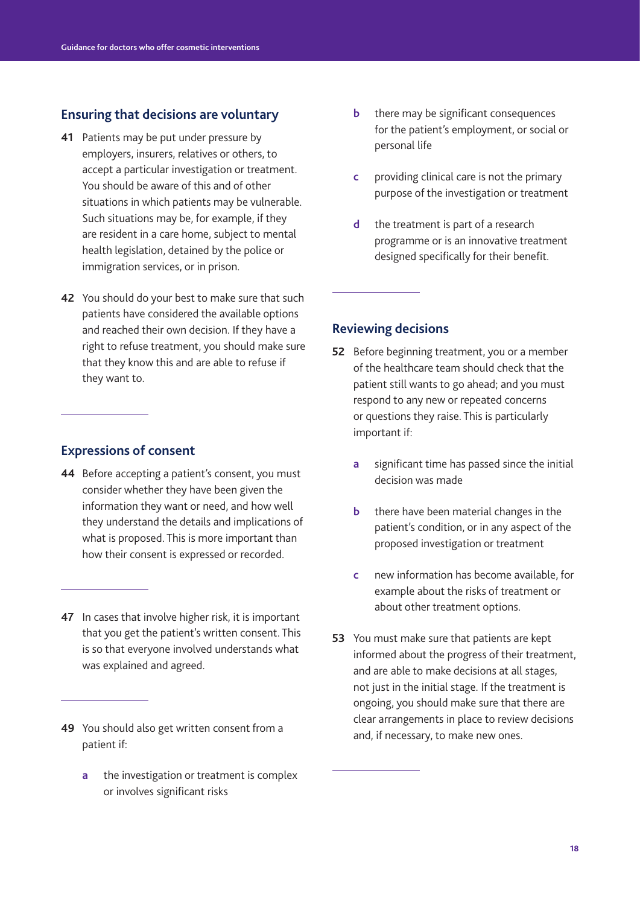## Ensuring that decisions are voluntary

**41** Patients may be put under pressure by employers, insurers, relatives or others, to accept a particular investigation or treatment. You should be aware of this and of other situations in which patients may be vulnerable. Such situations may be, for example, if they are resident in a care home, subject to mental health legislation, detained by the police or immigration services, or in prison.

**42** You should do your best to make sure that such patients have considered the available options and reached their own decision. If they have a right to refuse treatment, you should make sure that they know this and are able to refuse if they want to.

---

## Expressions of consent

**44** Before accepting a patient's consent, you must consider whether they have been given the information they want or need, and how well they understand the details and implications of what is proposed. This is more important than how their consent is expressed or recorded.

---

**47** In cases that involve higher risk, it is important that you get the patient's written consent. This is so that everyone involved understands what was explained and agreed.

---

**49** You should also get written consent from a patient if:

- **a** the investigation or treatment is complex or involves significant risks
- **b** there may be significant consequences for the patient's employment, or social or personal life
- **c** providing clinical care is not the primary purpose of the investigation or treatment
- **d** the treatment is part of a research programme or is an innovative treatment designed specifically for their benefit.

---

## Reviewing decisions

**52** Before beginning treatment, you or a member of the healthcare team should check that the patient still wants to go ahead; and you must respond to any new or repeated concerns or questions they raise. This is particularly important if:

- **a** significant time has passed since the initial decision was made
- **b** there have been material changes in the patient's condition, or in any aspect of the proposed investigation or treatment
- **c** new information has become available, for example about the risks of treatment or about other treatment options.

**53** You must make sure that patients are kept informed about the progress of their treatment, and are able to make decisions at all stages, not just in the initial stage. If the treatment is ongoing, you should make sure that there are clear arrangements in place to review decisions and, if necessary, to make new ones.

---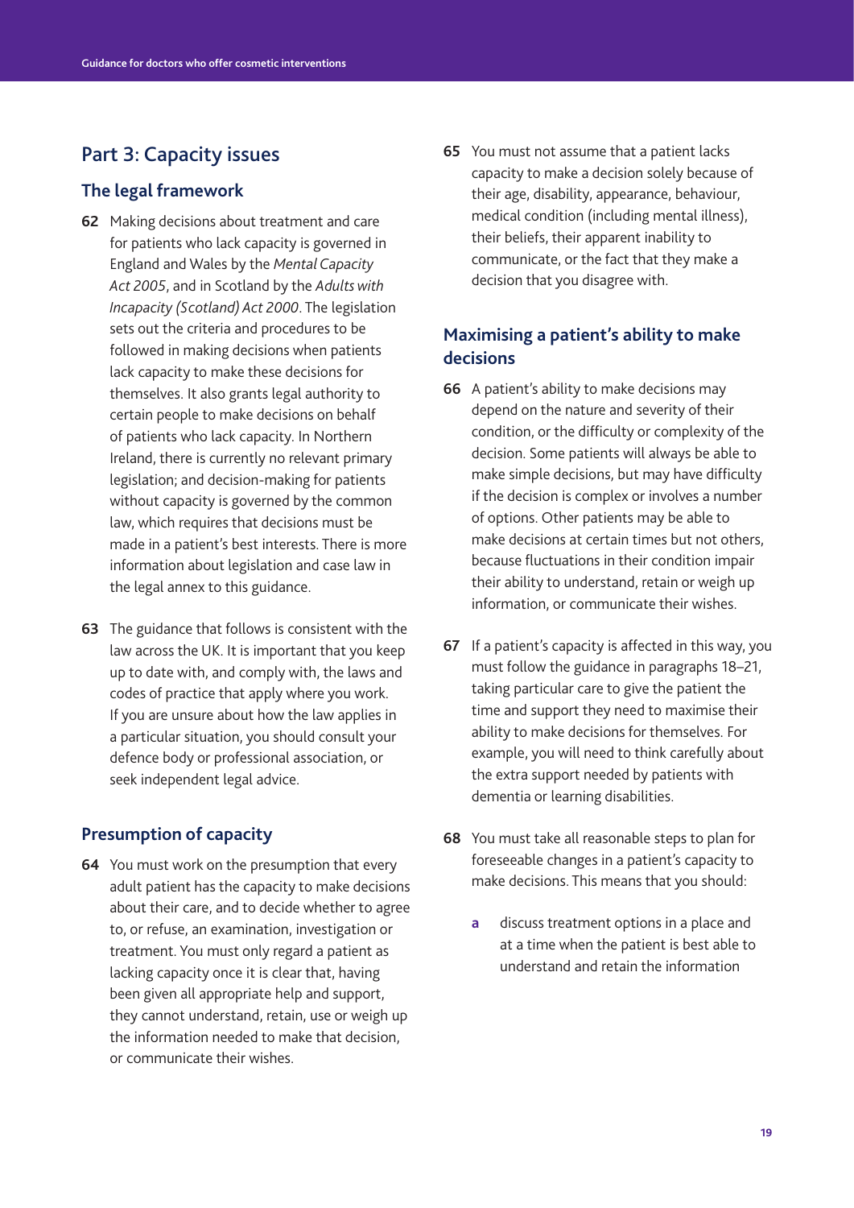## Part 3: Capacity issues

### The legal framework

**62** Making decisions about treatment and care for patients who lack capacity is governed in England and Wales by the *Mental Capacity Act 2005*, and in Scotland by the *Adults with Incapacity (Scotland) Act 2000*. The legislation sets out the criteria and procedures to be followed in making decisions when patients lack capacity to make these decisions for themselves. It also grants legal authority to certain people to make decisions on behalf of patients who lack capacity. In Northern Ireland, there is currently no relevant primary legislation; and decision-making for patients without capacity is governed by the common law, which requires that decisions must be made in a patient's best interests. There is more information about legislation and case law in the legal annex to this guidance.

**63** The guidance that follows is consistent with the law across the UK. It is important that you keep up to date with, and comply with, the laws and codes of practice that apply where you work. If you are unsure about how the law applies in a particular situation, you should consult your defence body or professional association, or seek independent legal advice.

### Presumption of capacity

**64** You must work on the presumption that every adult patient has the capacity to make decisions about their care, and to decide whether to agree to, or refuse, an examination, investigation or treatment. You must only regard a patient as lacking capacity once it is clear that, having been given all appropriate help and support, they cannot understand, retain, use or weigh up the information needed to make that decision, or communicate their wishes.

**65** You must not assume that a patient lacks capacity to make a decision solely because of their age, disability, appearance, behaviour, medical condition (including mental illness), their beliefs, their apparent inability to communicate, or the fact that they make a decision that you disagree with.

### Maximising a patient's ability to make decisions

**66** A patient's ability to make decisions may depend on the nature and severity of their condition, or the difficulty or complexity of the decision. Some patients will always be able to make simple decisions, but may have difficulty if the decision is complex or involves a number of options. Other patients may be able to make decisions at certain times but not others, because fluctuations in their condition impair their ability to understand, retain or weigh up information, or communicate their wishes.

**67** If a patient's capacity is affected in this way, you must follow the guidance in paragraphs 18–21, taking particular care to give the patient the time and support they need to maximise their ability to make decisions for themselves. For example, you will need to think carefully about the extra support needed by patients with dementia or learning disabilities.

**68** You must take all reasonable steps to plan for foreseeable changes in a patient's capacity to make decisions. This means that you should:

- **a** discuss treatment options in a place and at a time when the patient is best able to understand and retain the information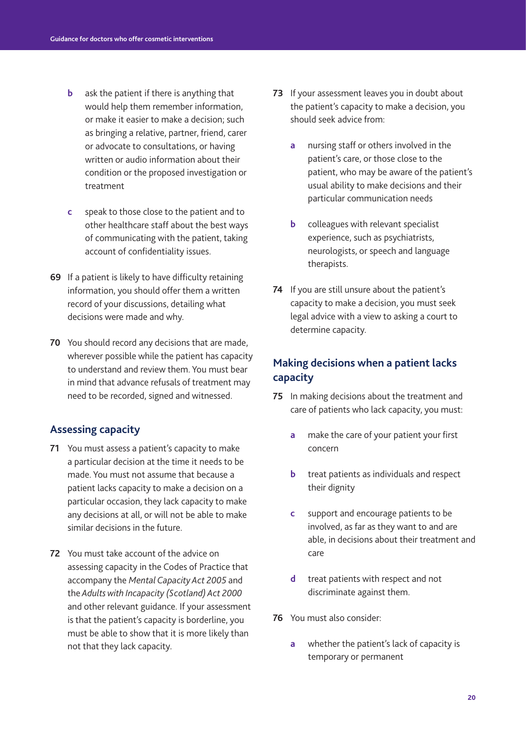b. ask the patient if there is anything that would help them remember information, or make it easier to make a decision; such as bringing a relative, partner, friend, carer or advocate to consultations, or having written or audio information about their condition or the proposed investigation or treatment

c. speak to those close to the patient and to other healthcare staff about the best ways of communicating with the patient, taking account of confidentiality issues.

**69** If a patient is likely to have difficulty retaining information, you should offer them a written record of your discussions, detailing what decisions were made and why.

**70** You should record any decisions that are made, wherever possible while the patient has capacity to understand and review them. You must bear in mind that advance refusals of treatment may need to be recorded, signed and witnessed.

## Assessing capacity

**71** You must assess a patient's capacity to make a particular decision at the time it needs to be made. You must not assume that because a patient lacks capacity to make a decision on a particular occasion, they lack capacity to make any decisions at all, or will not be able to make similar decisions in the future.

**72** You must take account of the advice on assessing capacity in the Codes of Practice that accompany the *Mental Capacity Act 2005* and the *Adults with Incapacity (Scotland) Act 2000* and other relevant guidance. If your assessment is that the patient's capacity is borderline, you must be able to show that it is more likely than not that they lack capacity.

**73** If your assessment leaves you in doubt about the patient's capacity to make a decision, you should seek advice from:

a. nursing staff or others involved in the patient's care, or those close to the patient, who may be aware of the patient's usual ability to make decisions and their particular communication needs

b. colleagues with relevant specialist experience, such as psychiatrists, neurologists, or speech and language therapists.

**74** If you are still unsure about the patient's capacity to make a decision, you must seek legal advice with a view to asking a court to determine capacity.

## Making decisions when a patient lacks capacity

**75** In making decisions about the treatment and care of patients who lack capacity, you must:

a. make the care of your patient your first concern

b. treat patients as individuals and respect their dignity

c. support and encourage patients to be involved, as far as they want to and are able, in decisions about their treatment and care

d. treat patients with respect and not discriminate against them.

**76** You must also consider:

a. whether the patient's lack of capacity is temporary or permanent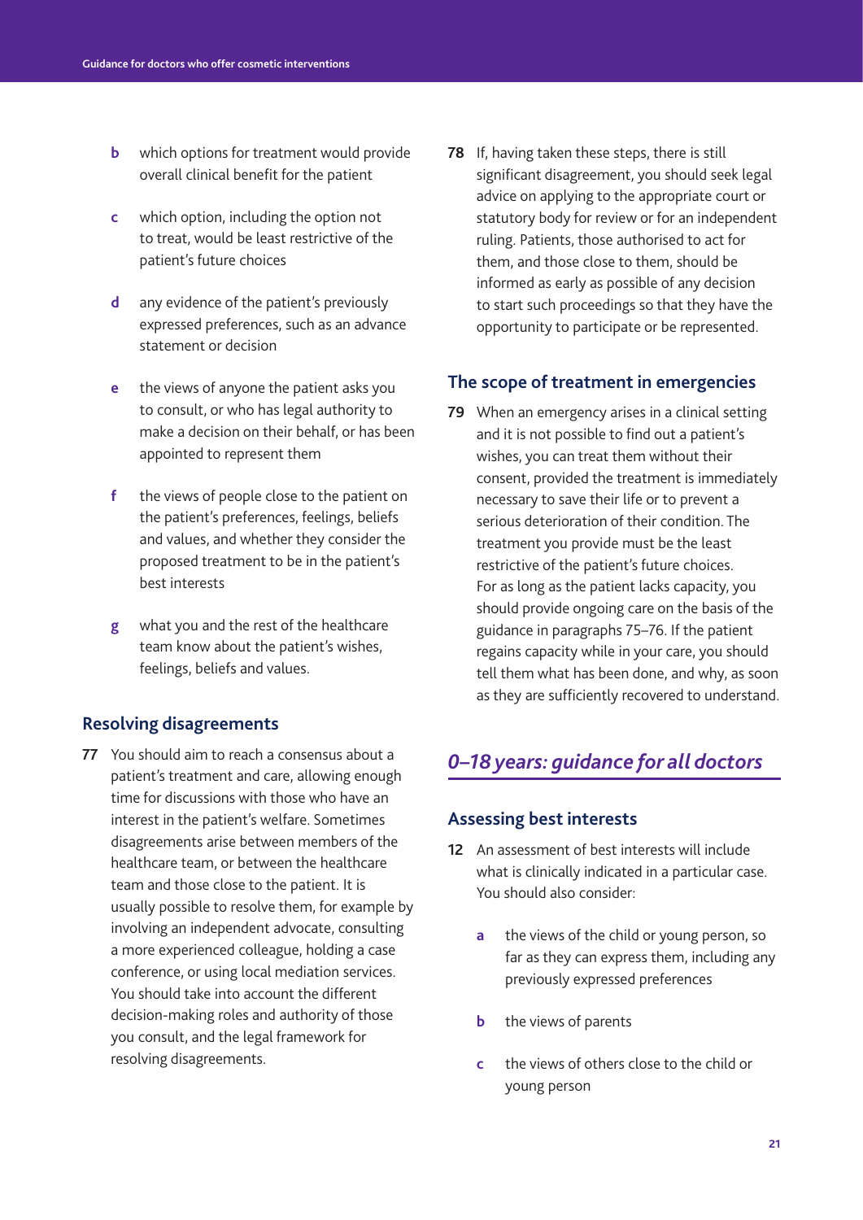b. which options for treatment would provide overall clinical benefit for the patient
c. which option, including the option not to treat, would be least restrictive of the patient's future choices
d. any evidence of the patient's previously expressed preferences, such as an advance statement or decision
e. the views of anyone the patient asks you to consult, or who has legal authority to make a decision on their behalf, or has been appointed to represent them
f. the views of people close to the patient on the patient's preferences, feelings, beliefs and values, and whether they consider the proposed treatment to be in the patient's best interests
g. what you and the rest of the healthcare team know about the patient's wishes, feelings, beliefs and values.

### Resolving disagreements

**77** You should aim to reach a consensus about a patient's treatment and care, allowing enough time for discussions with those who have an interest in the patient's welfare. Sometimes disagreements arise between members of the healthcare team, or between the healthcare team and those close to the patient. It is usually possible to resolve them, for example by involving an independent advocate, consulting a more experienced colleague, holding a case conference, or using local mediation services. You should take into account the different decision-making roles and authority of those you consult, and the legal framework for resolving disagreements.

**78** If, having taken these steps, there is still significant disagreement, you should seek legal advice on applying to the appropriate court or statutory body for review or for an independent ruling. Patients, those authorised to act for them, and those close to them, should be informed as early as possible of any decision to start such proceedings so that they have the opportunity to participate or be represented.

### The scope of treatment in emergencies

**79** When an emergency arises in a clinical setting and it is not possible to find out a patient's wishes, you can treat them without their consent, provided the treatment is immediately necessary to save their life or to prevent a serious deterioration of their condition. The treatment you provide must be the least restrictive of the patient's future choices. For as long as the patient lacks capacity, you should provide ongoing care on the basis of the guidance in paragraphs 75–76. If the patient regains capacity while in your care, you should tell them what has been done, and why, as soon as they are sufficiently recovered to understand.

## *0–18 years: guidance for all doctors*

### Assessing best interests

**12** An assessment of best interests will include what is clinically indicated in a particular case. You should also consider:

a. the views of the child or young person, so far as they can express them, including any previously expressed preferences
b. the views of parents
c. the views of others close to the child or young person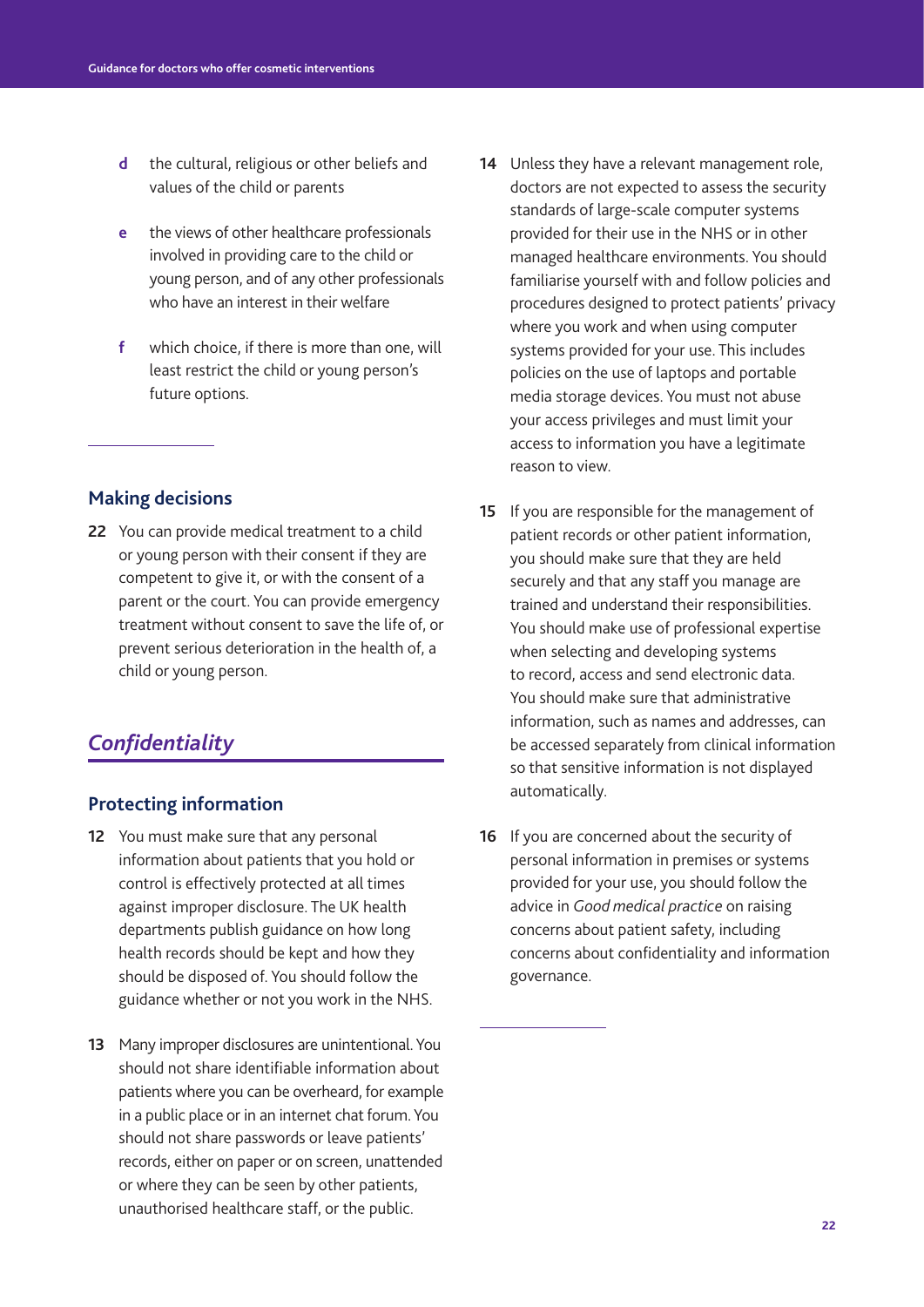d the cultural, religious or other beliefs and values of the child or parents

e the views of other healthcare professionals involved in providing care to the child or young person, and of any other professionals who have an interest in their welfare

f which choice, if there is more than one, will least restrict the child or young person's future options.

### Making decisions

**22** You can provide medical treatment to a child or young person with their consent if they are competent to give it, or with the consent of a parent or the court. You can provide emergency treatment without consent to save the life of, or prevent serious deterioration in the health of, a child or young person.

## *Confidentiality*

### Protecting information

**12** You must make sure that any personal information about patients that you hold or control is effectively protected at all times against improper disclosure. The UK health departments publish guidance on how long health records should be kept and how they should be disposed of. You should follow the guidance whether or not you work in the NHS.

**13** Many improper disclosures are unintentional. You should not share identifiable information about patients where you can be overheard, for example in a public place or in an internet chat forum. You should not share passwords or leave patients' records, either on paper or on screen, unattended or where they can be seen by other patients, unauthorised healthcare staff, or the public.

**14** Unless they have a relevant management role, doctors are not expected to assess the security standards of large-scale computer systems provided for their use in the NHS or in other managed healthcare environments. You should familiarise yourself with and follow policies and procedures designed to protect patients' privacy where you work and when using computer systems provided for your use. This includes policies on the use of laptops and portable media storage devices. You must not abuse your access privileges and must limit your access to information you have a legitimate reason to view.

**15** If you are responsible for the management of patient records or other patient information, you should make sure that they are held securely and that any staff you manage are trained and understand their responsibilities. You should make use of professional expertise when selecting and developing systems to record, access and send electronic data. You should make sure that administrative information, such as names and addresses, can be accessed separately from clinical information so that sensitive information is not displayed automatically.

**16** If you are concerned about the security of personal information in premises or systems provided for your use, you should follow the advice in *Good medical practice* on raising concerns about patient safety, including concerns about confidentiality and information governance.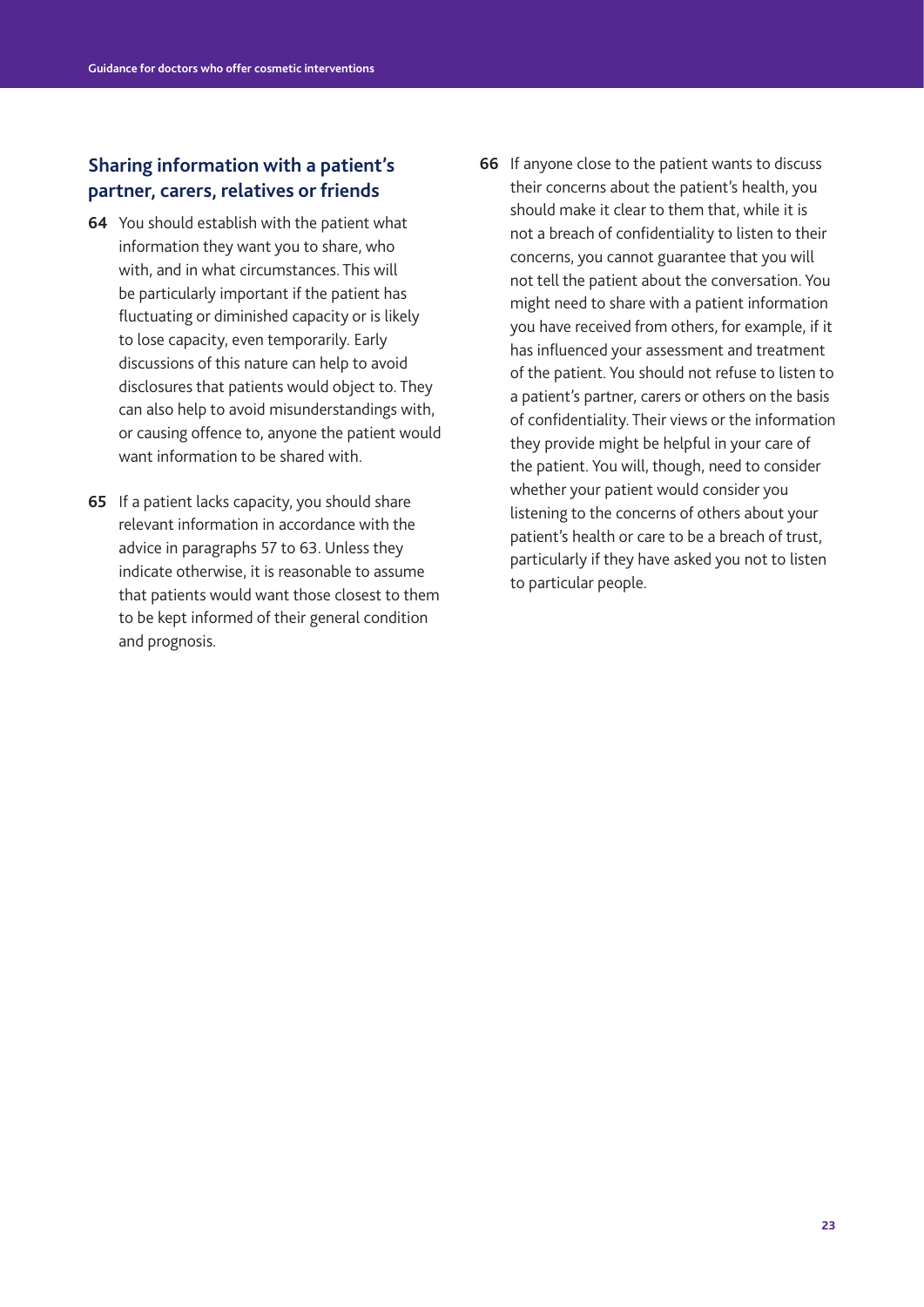## Sharing information with a patient's partner, carers, relatives or friends

**64** You should establish with the patient what information they want you to share, who with, and in what circumstances. This will be particularly important if the patient has fluctuating or diminished capacity or is likely to lose capacity, even temporarily. Early discussions of this nature can help to avoid disclosures that patients would object to. They can also help to avoid misunderstandings with, or causing offence to, anyone the patient would want information to be shared with.

**65** If a patient lacks capacity, you should share relevant information in accordance with the advice in paragraphs 57 to 63. Unless they indicate otherwise, it is reasonable to assume that patients would want those closest to them to be kept informed of their general condition and prognosis.

**66** If anyone close to the patient wants to discuss their concerns about the patient's health, you should make it clear to them that, while it is not a breach of confidentiality to listen to their concerns, you cannot guarantee that you will not tell the patient about the conversation. You might need to share with a patient information you have received from others, for example, if it has influenced your assessment and treatment of the patient. You should not refuse to listen to a patient's partner, carers or others on the basis of confidentiality. Their views or the information they provide might be helpful in your care of the patient. You will, though, need to consider whether your patient would consider you listening to the concerns of others about your patient's health or care to be a breach of trust, particularly if they have asked you not to listen to particular people.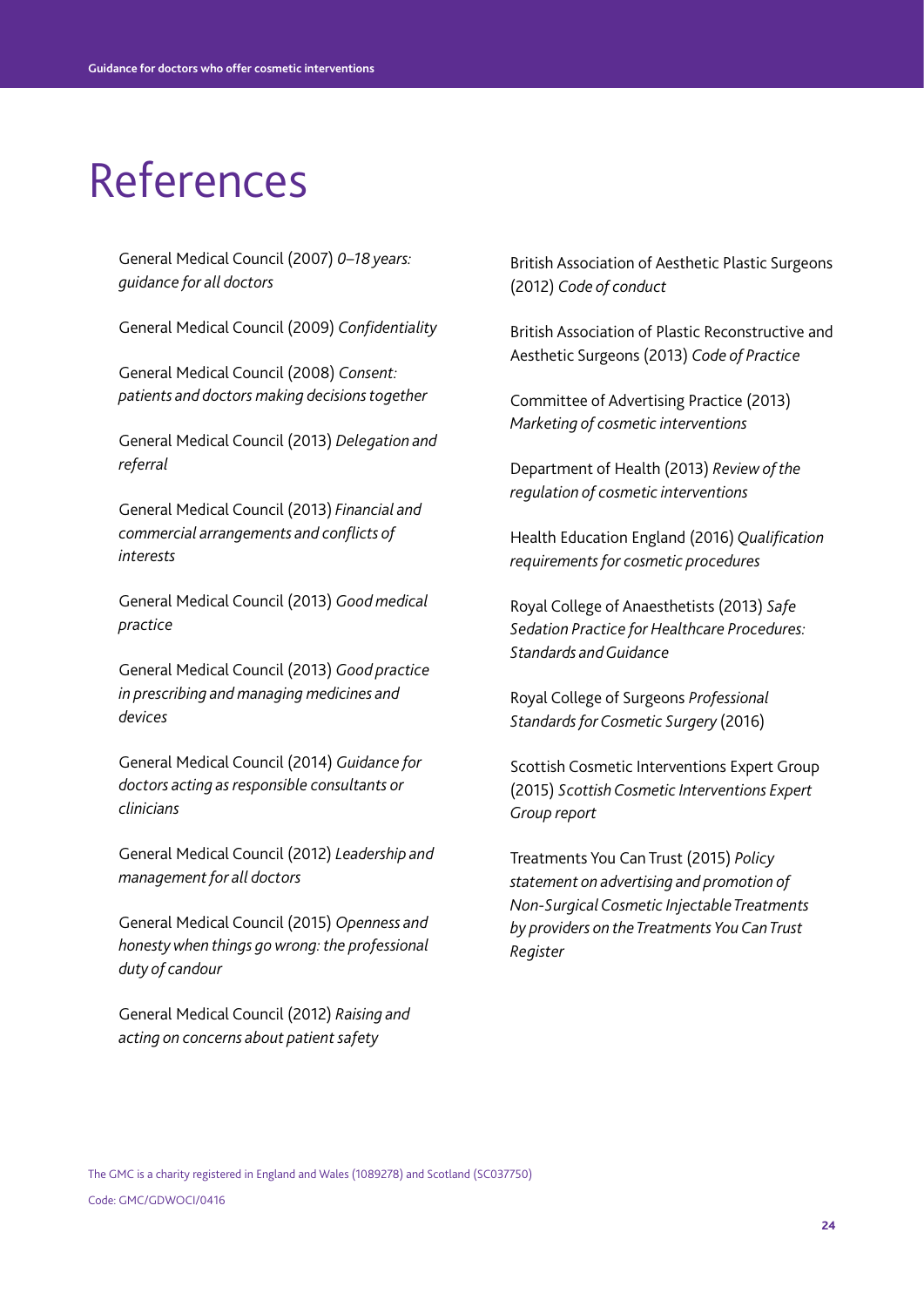# References

General Medical Council (2007) *0–18 years: guidance for all doctors*

General Medical Council (2009) *Confidentiality*

General Medical Council (2008) *Consent: patients and doctors making decisions together*

General Medical Council (2013) *Delegation and referral*

General Medical Council (2013) *Financial and commercial arrangements and conflicts of interests*

General Medical Council (2013) *Good medical practice*

General Medical Council (2013) *Good practice in prescribing and managing medicines and devices*

General Medical Council (2014) *Guidance for doctors acting as responsible consultants or clinicians*

General Medical Council (2012) *Leadership and management for all doctors*

General Medical Council (2015) *Openness and honesty when things go wrong: the professional duty of candour*

General Medical Council (2012) *Raising and acting on concerns about patient safety*

British Association of Aesthetic Plastic Surgeons (2012) *Code of conduct*

British Association of Plastic Reconstructive and Aesthetic Surgeons (2013) *Code of Practice*

Committee of Advertising Practice (2013) *Marketing of cosmetic interventions*

Department of Health (2013) *Review of the regulation of cosmetic interventions*

Health Education England (2016) *Qualification requirements for cosmetic procedures*

Royal College of Anaesthetists (2013) *Safe Sedation Practice for Healthcare Procedures: Standards and Guidance*

Royal College of Surgeons *Professional Standards for Cosmetic Surgery* (2016)

Scottish Cosmetic Interventions Expert Group (2015) *Scottish Cosmetic Interventions Expert Group report*

Treatments You Can Trust (2015) *Policy statement on advertising and promotion of Non-Surgical Cosmetic Injectable Treatments by providers on the Treatments You Can Trust Register*

The GMC is a charity registered in England and Wales (1089278) and Scotland (SC037750)

Code: GMC/GDWOCI/0416